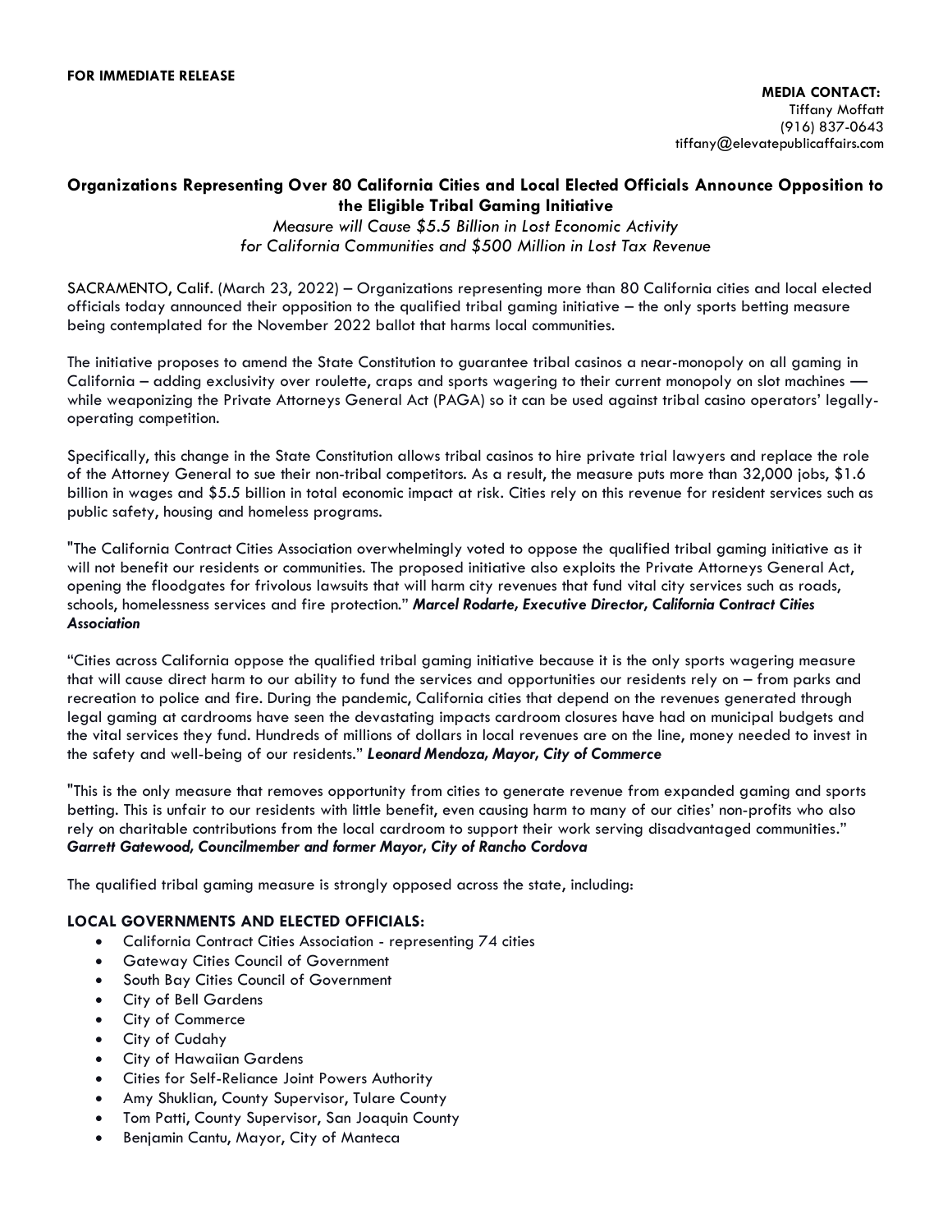**FOR IMMEDIATE RELEASE**

**MEDIA CONTACT:**
Tiffany Moffatt
(916) 837-0643
tiffany@elevatepublicaffairs.com

## Organizations Representing Over 80 California Cities and Local Elected Officials Announce Opposition to the Eligible Tribal Gaming Initiative

*Measure will Cause $5.5 Billion in Lost Economic Activity for California Communities and $500 Million in Lost Tax Revenue*

SACRAMENTO, Calif. (March 23, 2022) – Organizations representing more than 80 California cities and local elected officials today announced their opposition to the qualified tribal gaming initiative – the only sports betting measure being contemplated for the November 2022 ballot that harms local communities.

The initiative proposes to amend the State Constitution to guarantee tribal casinos a near-monopoly on all gaming in California – adding exclusivity over roulette, craps and sports wagering to their current monopoly on slot machines — while weaponizing the Private Attorneys General Act (PAGA) so it can be used against tribal casino operators' legally-operating competition.

Specifically, this change in the State Constitution allows tribal casinos to hire private trial lawyers and replace the role of the Attorney General to sue their non-tribal competitors. As a result, the measure puts more than 32,000 jobs, $1.6 billion in wages and $5.5 billion in total economic impact at risk. Cities rely on this revenue for resident services such as public safety, housing and homeless programs.

"The California Contract Cities Association overwhelmingly voted to oppose the qualified tribal gaming initiative as it will not benefit our residents or communities. The proposed initiative also exploits the Private Attorneys General Act, opening the floodgates for frivolous lawsuits that will harm city revenues that fund vital city services such as roads, schools, homelessness services and fire protection." ***Marcel Rodarte, Executive Director, California Contract Cities Association***

"Cities across California oppose the qualified tribal gaming initiative because it is the only sports wagering measure that will cause direct harm to our ability to fund the services and opportunities our residents rely on – from parks and recreation to police and fire. During the pandemic, California cities that depend on the revenues generated through legal gaming at cardrooms have seen the devastating impacts cardroom closures have had on municipal budgets and the vital services they fund. Hundreds of millions of dollars in local revenues are on the line, money needed to invest in the safety and well-being of our residents." ***Leonard Mendoza, Mayor, City of Commerce***

"This is the only measure that removes opportunity from cities to generate revenue from expanded gaming and sports betting. This is unfair to our residents with little benefit, even causing harm to many of our cities' non-profits who also rely on charitable contributions from the local cardroom to support their work serving disadvantaged communities." ***Garrett Gatewood, Councilmember and former Mayor, City of Rancho Cordova***

The qualified tribal gaming measure is strongly opposed across the state, including:

**LOCAL GOVERNMENTS AND ELECTED OFFICIALS:**

- California Contract Cities Association - representing 74 cities
- Gateway Cities Council of Government
- South Bay Cities Council of Government
- City of Bell Gardens
- City of Commerce
- City of Cudahy
- City of Hawaiian Gardens
- Cities for Self-Reliance Joint Powers Authority
- Amy Shuklian, County Supervisor, Tulare County
- Tom Patti, County Supervisor, San Joaquin County
- Benjamin Cantu, Mayor, City of Manteca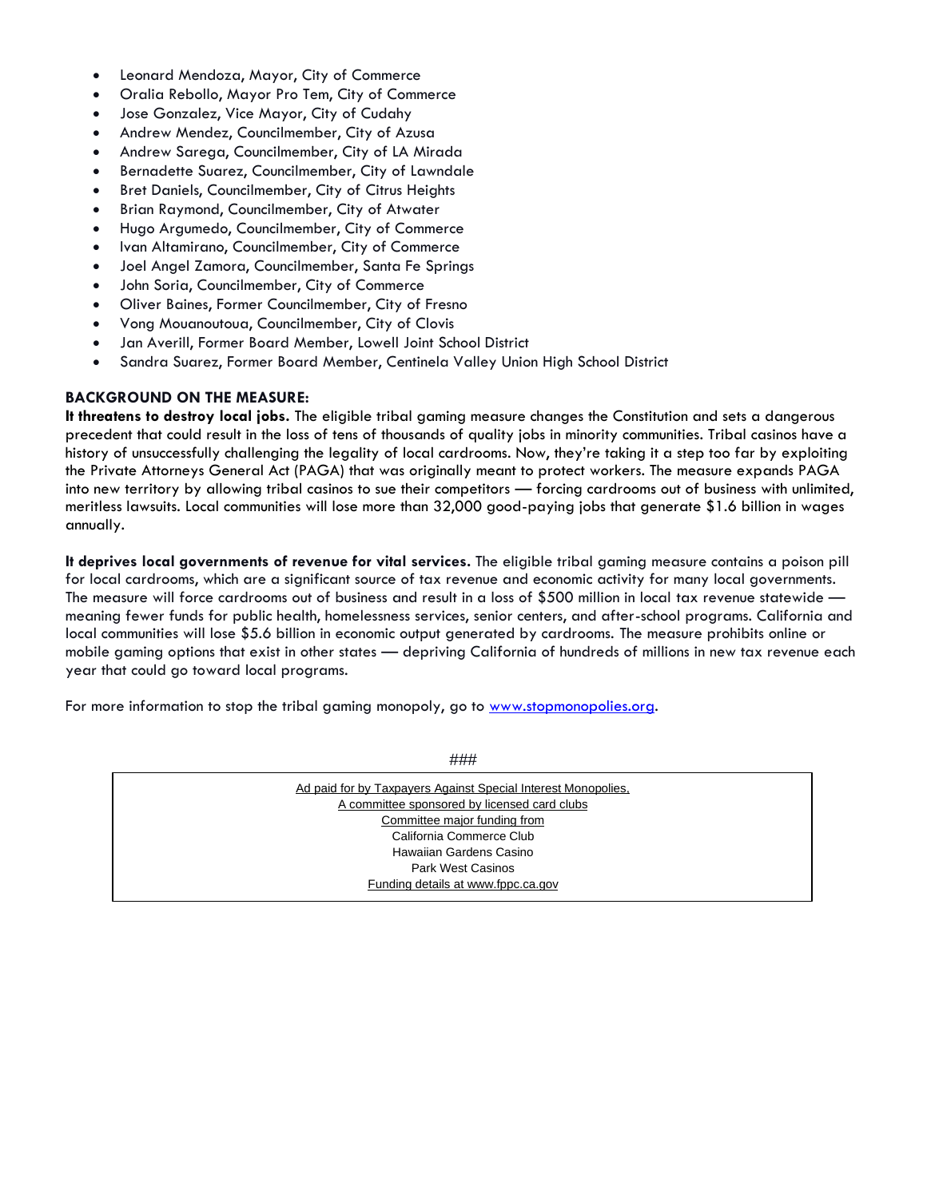- Leonard Mendoza, Mayor, City of Commerce
- Oralia Rebollo, Mayor Pro Tem, City of Commerce
- Jose Gonzalez, Vice Mayor, City of Cudahy
- Andrew Mendez, Councilmember, City of Azusa
- Andrew Sarega, Councilmember, City of LA Mirada
- Bernadette Suarez, Councilmember, City of Lawndale
- Bret Daniels, Councilmember, City of Citrus Heights
- Brian Raymond, Councilmember, City of Atwater
- Hugo Argumedo, Councilmember, City of Commerce
- Ivan Altamirano, Councilmember, City of Commerce
- Joel Angel Zamora, Councilmember, Santa Fe Springs
- John Soria, Councilmember, City of Commerce
- Oliver Baines, Former Councilmember, City of Fresno
- Vong Mouanoutoua, Councilmember, City of Clovis
- Jan Averill, Former Board Member, Lowell Joint School District
- Sandra Suarez, Former Board Member, Centinela Valley Union High School District

**BACKGROUND ON THE MEASURE:**

**It threatens to destroy local jobs.** The eligible tribal gaming measure changes the Constitution and sets a dangerous precedent that could result in the loss of tens of thousands of quality jobs in minority communities. Tribal casinos have a history of unsuccessfully challenging the legality of local cardrooms. Now, they're taking it a step too far by exploiting the Private Attorneys General Act (PAGA) that was originally meant to protect workers. The measure expands PAGA into new territory by allowing tribal casinos to sue their competitors — forcing cardrooms out of business with unlimited, meritless lawsuits. Local communities will lose more than 32,000 good-paying jobs that generate $1.6 billion in wages annually.

**It deprives local governments of revenue for vital services.** The eligible tribal gaming measure contains a poison pill for local cardrooms, which are a significant source of tax revenue and economic activity for many local governments. The measure will force cardrooms out of business and result in a loss of $500 million in local tax revenue statewide — meaning fewer funds for public health, homelessness services, senior centers, and after-school programs. California and local communities will lose $5.6 billion in economic output generated by cardrooms. The measure prohibits online or mobile gaming options that exist in other states — depriving California of hundreds of millions in new tax revenue each year that could go toward local programs.

For more information to stop the tribal gaming monopoly, go to www.stopmonopolies.org.

###

Ad paid for by Taxpayers Against Special Interest Monopolies,
A committee sponsored by licensed card clubs
Committee major funding from
California Commerce Club
Hawaiian Gardens Casino
Park West Casinos
Funding details at www.fppc.ca.gov